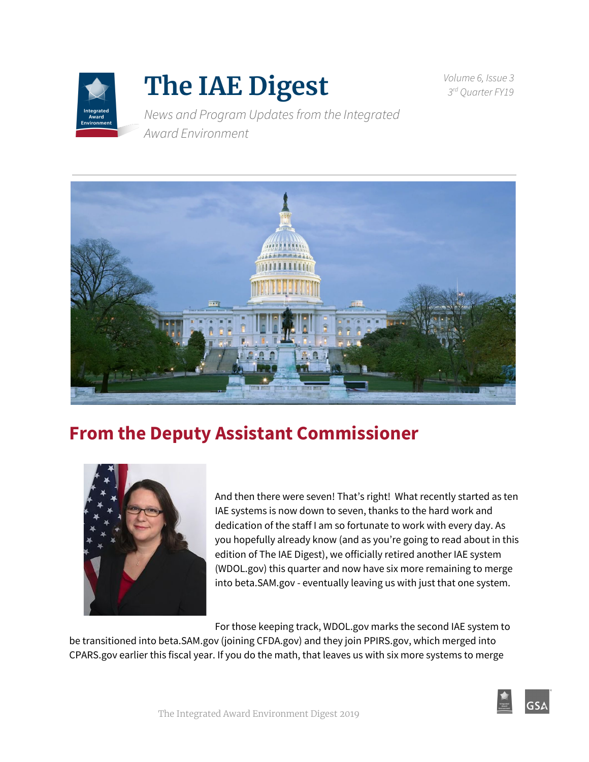# The IAE Digest

*News and Program Updates from the Integrated Award Environment*

*Volume 6, Issue 3*
*3rd Quarter FY19*

## From the Deputy Assistant Commissioner

And then there were seven! That's right! What recently started as ten IAE systems is now down to seven, thanks to the hard work and dedication of the staff I am so fortunate to work with every day. As you hopefully already know (and as you're going to read about in this edition of The IAE Digest), we officially retired another IAE system (WDOL.gov) this quarter and now have six more remaining to merge into beta.SAM.gov - eventually leaving us with just that one system.

For those keeping track, WDOL.gov marks the second IAE system to be transitioned into beta.SAM.gov (joining CFDA.gov) and they join PPIRS.gov, which merged into CPARS.gov earlier this fiscal year. If you do the math, that leaves us with six more systems to merge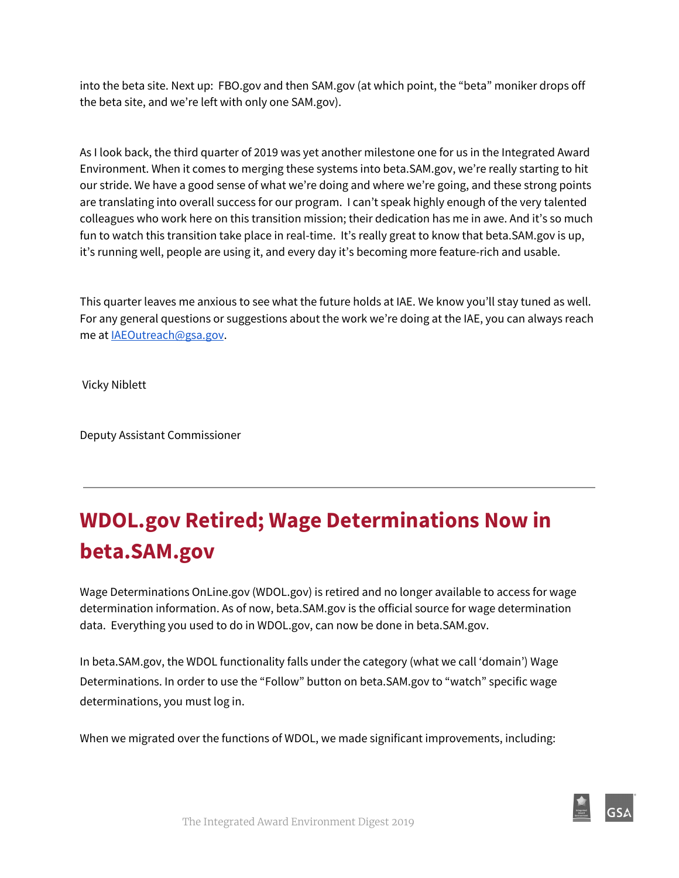into the beta site. Next up: FBO.gov and then SAM.gov (at which point, the “beta” moniker drops off the beta site, and we’re left with only one SAM.gov).

As I look back, the third quarter of 2019 was yet another milestone one for us in the Integrated Award Environment. When it comes to merging these systems into beta.SAM.gov, we’re really starting to hit our stride. We have a good sense of what we’re doing and where we’re going, and these strong points are translating into overall success for our program. I can’t speak highly enough of the very talented colleagues who work here on this transition mission; their dedication has me in awe. And it’s so much fun to watch this transition take place in real-time. It’s really great to know that beta.SAM.gov is up, it’s running well, people are using it, and every day it’s becoming more feature-rich and usable.

This quarter leaves me anxious to see what the future holds at IAE. We know you’ll stay tuned as well. For any general questions or suggestions about the work we’re doing at the IAE, you can always reach me at [IAEOutreach@gsa.gov](mailto:IAEOutreach@gsa.gov).

Vicky Niblett

Deputy Assistant Commissioner

---

# WDOL.gov Retired; Wage Determinations Now in beta.SAM.gov

Wage Determinations OnLine.gov (WDOL.gov) is retired and no longer available to access for wage determination information. As of now, beta.SAM.gov is the official source for wage determination data. Everything you used to do in WDOL.gov, can now be done in beta.SAM.gov.

In beta.SAM.gov, the WDOL functionality falls under the category (what we call ‘domain’) Wage Determinations. In order to use the “Follow” button on beta.SAM.gov to “watch” specific wage determinations, you must log in.

When we migrated over the functions of WDOL, we made significant improvements, including: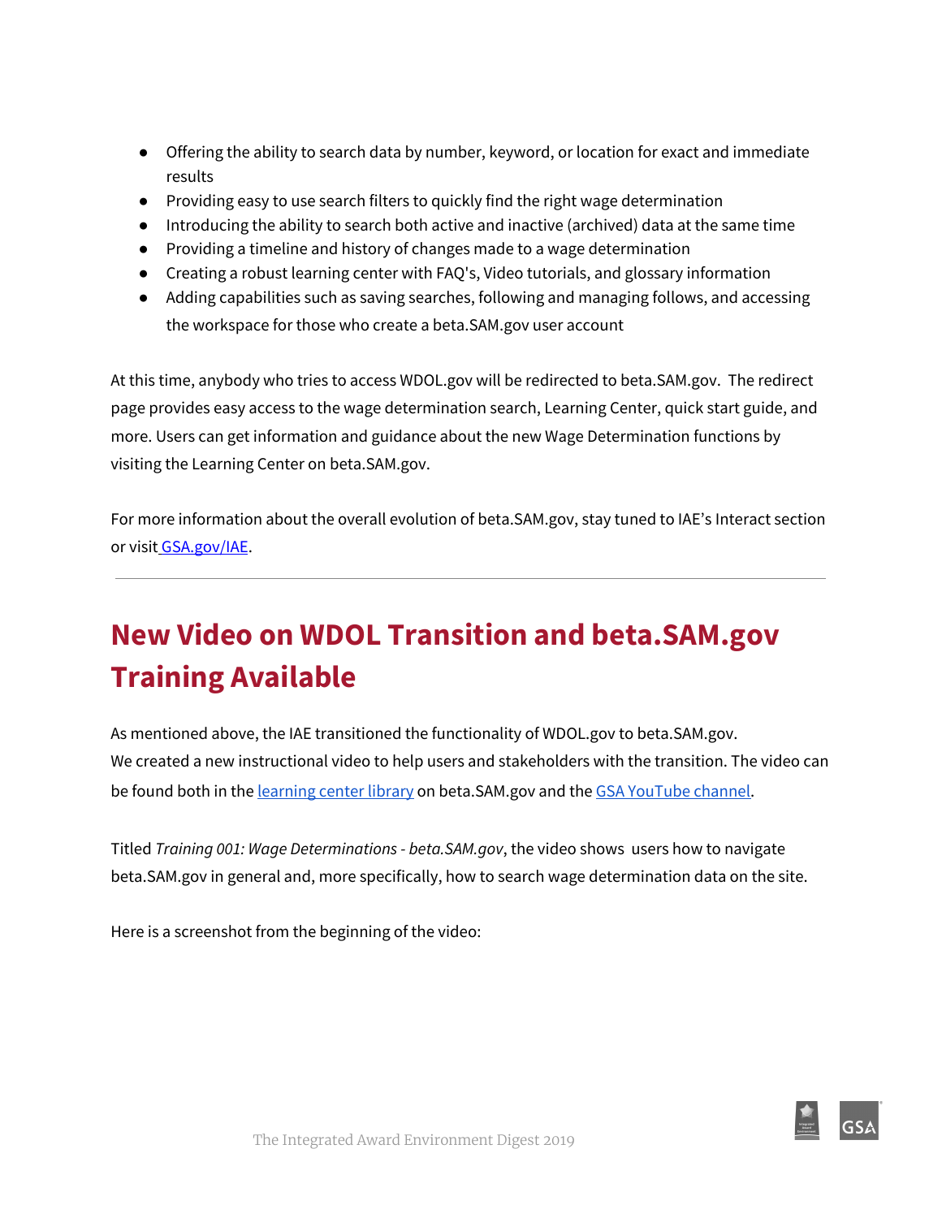- Offering the ability to search data by number, keyword, or location for exact and immediate results
- Providing easy to use search filters to quickly find the right wage determination
- Introducing the ability to search both active and inactive (archived) data at the same time
- Providing a timeline and history of changes made to a wage determination
- Creating a robust learning center with FAQ's, Video tutorials, and glossary information
- Adding capabilities such as saving searches, following and managing follows, and accessing the workspace for those who create a beta.SAM.gov user account

At this time, anybody who tries to access WDOL.gov will be redirected to beta.SAM.gov. The redirect page provides easy access to the wage determination search, Learning Center, quick start guide, and more. Users can get information and guidance about the new Wage Determination functions by visiting the Learning Center on beta.SAM.gov.

For more information about the overall evolution of beta.SAM.gov, stay tuned to IAE's Interact section or visit GSA.gov/IAE.

---

## New Video on WDOL Transition and beta.SAM.gov Training Available

As mentioned above, the IAE transitioned the functionality of WDOL.gov to beta.SAM.gov. We created a new instructional video to help users and stakeholders with the transition. The video can be found both in the learning center library on beta.SAM.gov and the GSA YouTube channel.

Titled *Training 001: Wage Determinations - beta.SAM.gov*, the video shows users how to navigate beta.SAM.gov in general and, more specifically, how to search wage determination data on the site.

Here is a screenshot from the beginning of the video: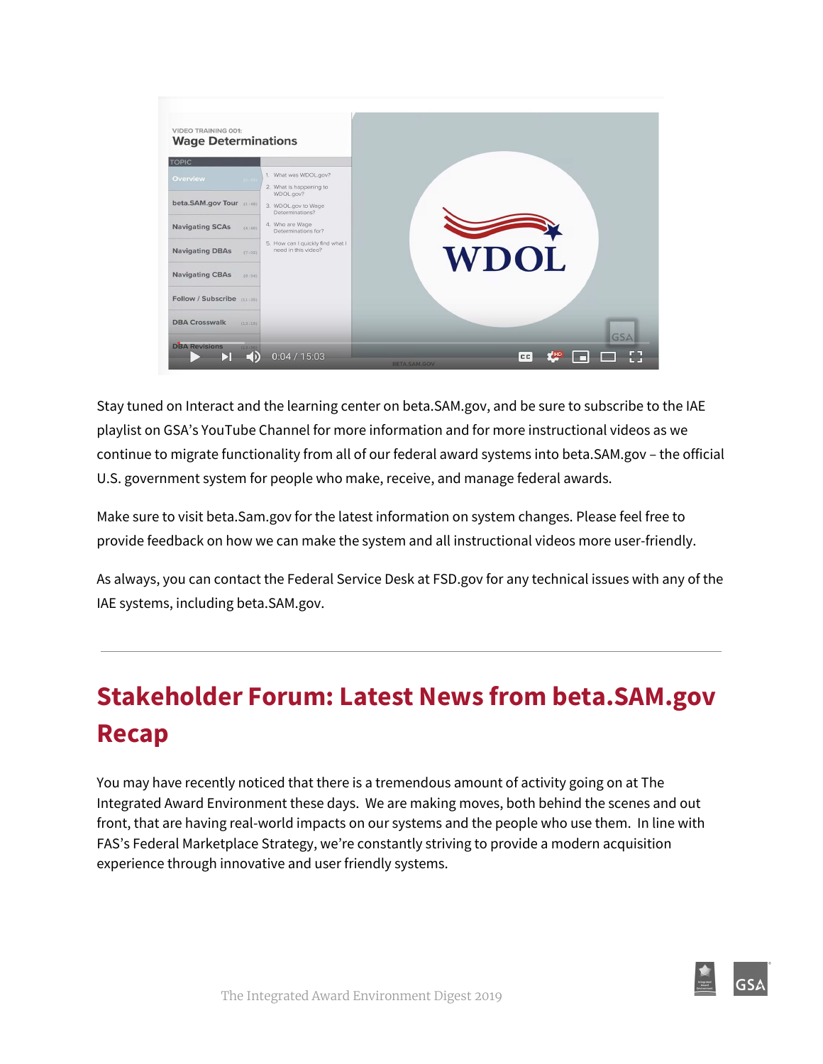Stay tuned on Interact and the learning center on beta.SAM.gov, and be sure to subscribe to the IAE playlist on GSA's YouTube Channel for more information and for more instructional videos as we continue to migrate functionality from all of our federal award systems into beta.SAM.gov – the official U.S. government system for people who make, receive, and manage federal awards.

Make sure to visit beta.Sam.gov for the latest information on system changes. Please feel free to provide feedback on how we can make the system and all instructional videos more user-friendly.

As always, you can contact the Federal Service Desk at FSD.gov for any technical issues with any of the IAE systems, including beta.SAM.gov.

---

## Stakeholder Forum: Latest News from beta.SAM.gov Recap

You may have recently noticed that there is a tremendous amount of activity going on at The Integrated Award Environment these days. We are making moves, both behind the scenes and out front, that are having real-world impacts on our systems and the people who use them. In line with FAS's Federal Marketplace Strategy, we're constantly striving to provide a modern acquisition experience through innovative and user friendly systems.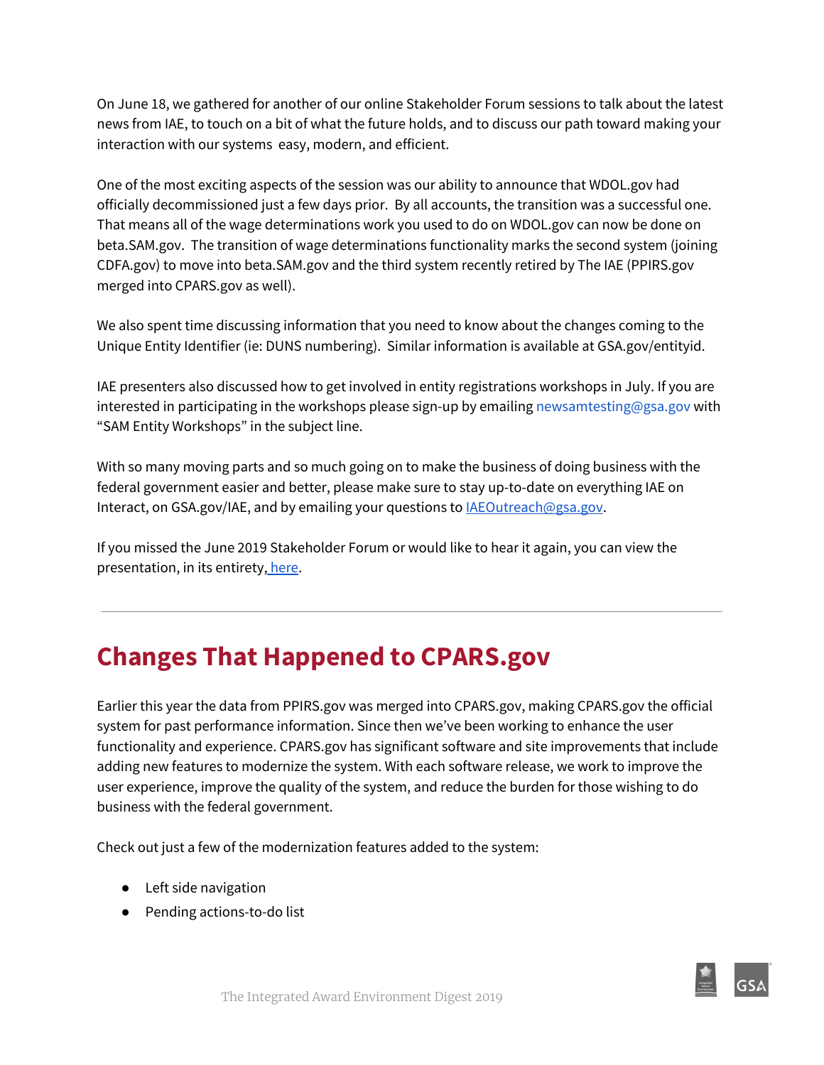On June 18, we gathered for another of our online Stakeholder Forum sessions to talk about the latest news from IAE, to touch on a bit of what the future holds, and to discuss our path toward making your interaction with our systems easy, modern, and efficient.

One of the most exciting aspects of the session was our ability to announce that WDOL.gov had officially decommissioned just a few days prior. By all accounts, the transition was a successful one. That means all of the wage determinations work you used to do on WDOL.gov can now be done on beta.SAM.gov. The transition of wage determinations functionality marks the second system (joining CDFA.gov) to move into beta.SAM.gov and the third system recently retired by The IAE (PPIRS.gov merged into CPARS.gov as well).

We also spent time discussing information that you need to know about the changes coming to the Unique Entity Identifier (ie: DUNS numbering). Similar information is available at GSA.gov/entityid.

IAE presenters also discussed how to get involved in entity registrations workshops in July. If you are interested in participating in the workshops please sign-up by emailing newsamtesting@gsa.gov with “SAM Entity Workshops” in the subject line.

With so many moving parts and so much going on to make the business of doing business with the federal government easier and better, please make sure to stay up-to-date on everything IAE on Interact, on GSA.gov/IAE, and by emailing your questions to IAEOutreach@gsa.gov.

If you missed the June 2019 Stakeholder Forum or would like to hear it again, you can view the presentation, in its entirety, here.

---

## Changes That Happened to CPARS.gov

Earlier this year the data from PPIRS.gov was merged into CPARS.gov, making CPARS.gov the official system for past performance information. Since then we’ve been working to enhance the user functionality and experience. CPARS.gov has significant software and site improvements that include adding new features to modernize the system. With each software release, we work to improve the user experience, improve the quality of the system, and reduce the burden for those wishing to do business with the federal government.

Check out just a few of the modernization features added to the system:

- Left side navigation
- Pending actions-to-do list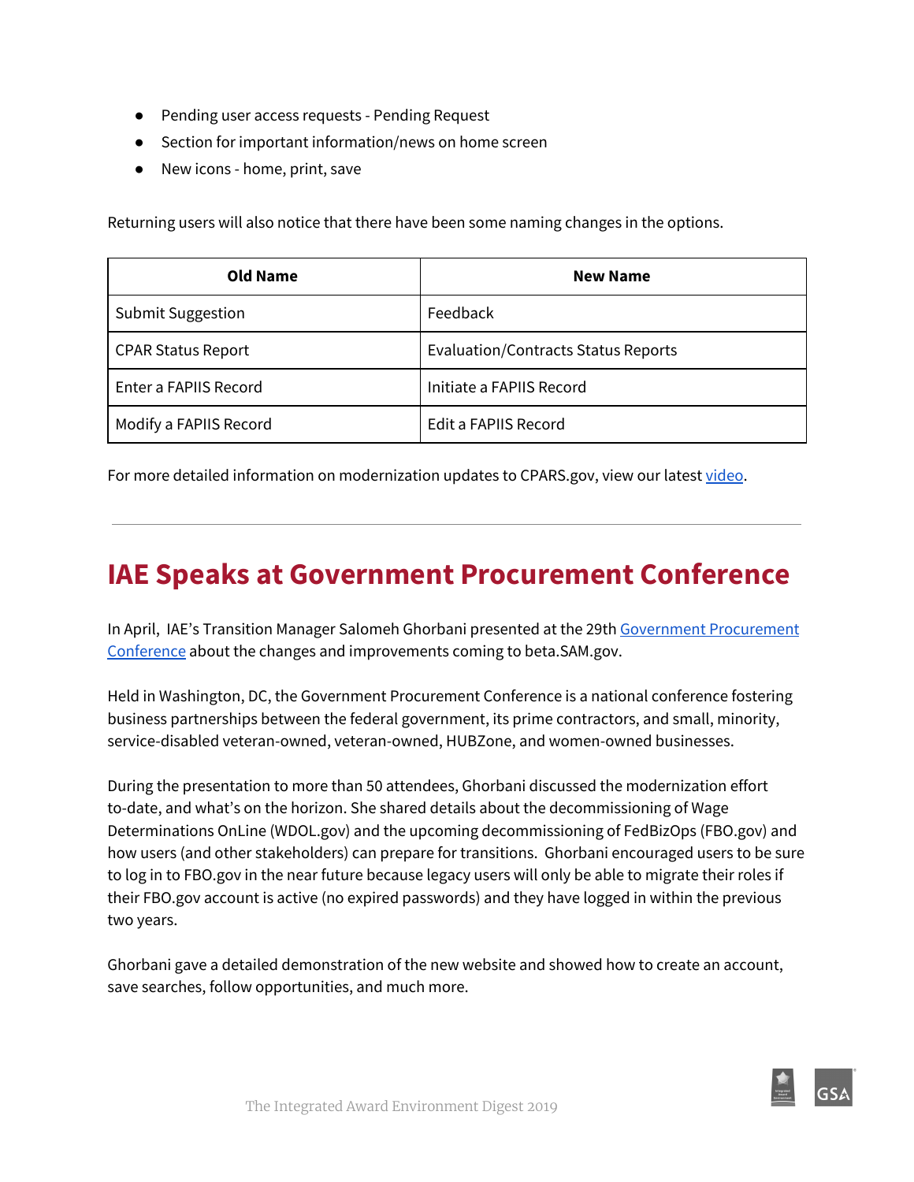- Pending user access requests - Pending Request
- Section for important information/news on home screen
- New icons - home, print, save

Returning users will also notice that there have been some naming changes in the options.

| Old Name | New Name |
| --- | --- |
| Submit Suggestion | Feedback |
| CPAR Status Report | Evaluation/Contracts Status Reports |
| Enter a FAPIIS Record | Initiate a FAPIIS Record |
| Modify a FAPIIS Record | Edit a FAPIIS Record |

For more detailed information on modernization updates to CPARS.gov, view our latest video.

---

# IAE Speaks at Government Procurement Conference

In April, IAE's Transition Manager Salomeh Ghorbani presented at the 29th Government Procurement Conference about the changes and improvements coming to beta.SAM.gov.

Held in Washington, DC, the Government Procurement Conference is a national conference fostering business partnerships between the federal government, its prime contractors, and small, minority, service-disabled veteran-owned, veteran-owned, HUBZone, and women-owned businesses.

During the presentation to more than 50 attendees, Ghorbani discussed the modernization effort to-date, and what's on the horizon. She shared details about the decommissioning of Wage Determinations OnLine (WDOL.gov) and the upcoming decommissioning of FedBizOps (FBO.gov) and how users (and other stakeholders) can prepare for transitions. Ghorbani encouraged users to be sure to log in to FBO.gov in the near future because legacy users will only be able to migrate their roles if their FBO.gov account is active (no expired passwords) and they have logged in within the previous two years.

Ghorbani gave a detailed demonstration of the new website and showed how to create an account, save searches, follow opportunities, and much more.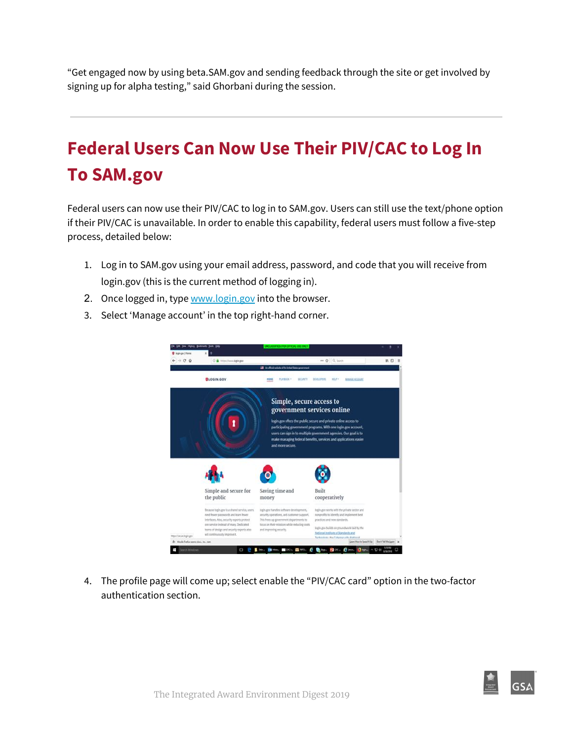"Get engaged now by using beta.SAM.gov and sending feedback through the site or get involved by signing up for alpha testing," said Ghorbani during the session.

---

## Federal Users Can Now Use Their PIV/CAC to Log In To SAM.gov

Federal users can now use their PIV/CAC to log in to SAM.gov. Users can still use the text/phone option if their PIV/CAC is unavailable. In order to enable this capability, federal users must follow a five-step process, detailed below:

1. Log in to SAM.gov using your email address, password, and code that you will receive from login.gov (this is the current method of logging in).
2. Once logged in, type [www.login.gov](www.login.gov) into the browser.
3. Select 'Manage account' in the top right-hand corner.

4. The profile page will come up; select enable the "PIV/CAC card" option in the two-factor authentication section.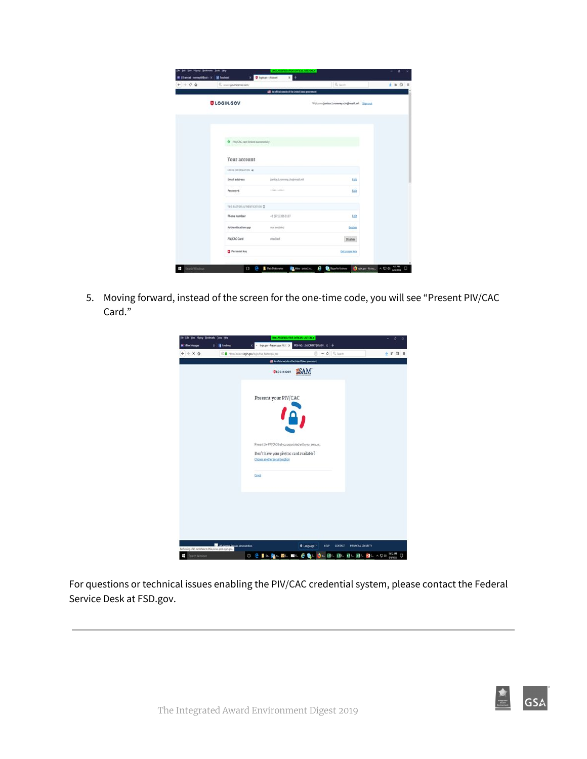5. Moving forward, instead of the screen for the one-time code, you will see “Present PIV/CAC Card.”

For questions or technical issues enabling the PIV/CAC credential system, please contact the Federal Service Desk at FSD.gov.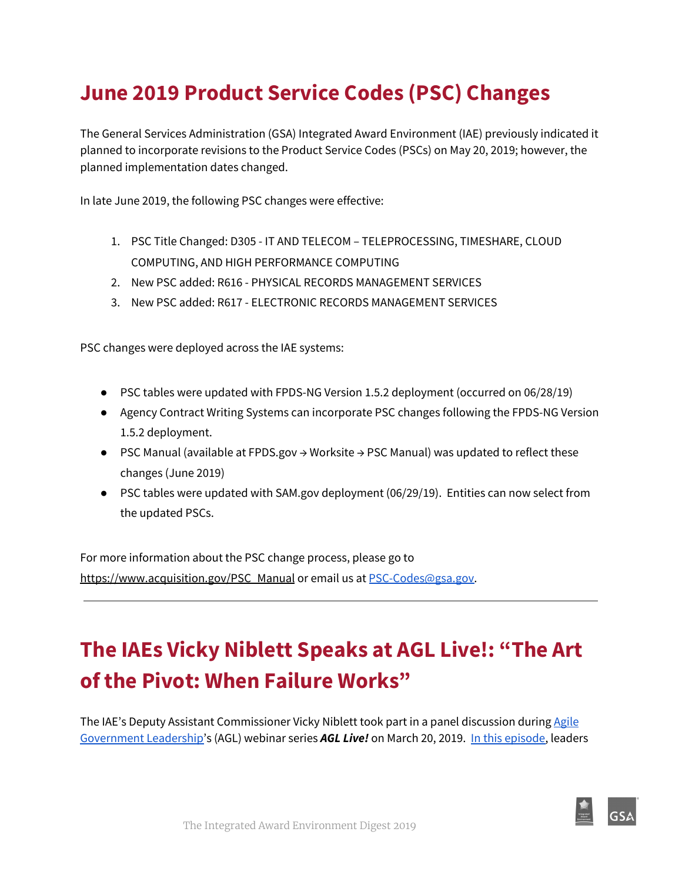## June 2019 Product Service Codes (PSC) Changes

The General Services Administration (GSA) Integrated Award Environment (IAE) previously indicated it planned to incorporate revisions to the Product Service Codes (PSCs) on May 20, 2019; however, the planned implementation dates changed.

In late June 2019, the following PSC changes were effective:

1. PSC Title Changed: D305 - IT AND TELECOM – TELEPROCESSING, TIMESHARE, CLOUD COMPUTING, AND HIGH PERFORMANCE COMPUTING
2. New PSC added: R616 - PHYSICAL RECORDS MANAGEMENT SERVICES
3. New PSC added: R617 - ELECTRONIC RECORDS MANAGEMENT SERVICES

PSC changes were deployed across the IAE systems:

- PSC tables were updated with FPDS-NG Version 1.5.2 deployment (occurred on 06/28/19)
- Agency Contract Writing Systems can incorporate PSC changes following the FPDS-NG Version 1.5.2 deployment.
- PSC Manual (available at FPDS.gov → Worksite → PSC Manual) was updated to reflect these changes (June 2019)
- PSC tables were updated with SAM.gov deployment (06/29/19). Entities can now select from the updated PSCs.

For more information about the PSC change process, please go to https://www.acquisition.gov/PSC_Manual or email us at PSC-Codes@gsa.gov.

---

## The IAEs Vicky Niblett Speaks at AGL Live!: "The Art of the Pivot: When Failure Works"

The IAE's Deputy Assistant Commissioner Vicky Niblett took part in a panel discussion during Agile Government Leadership's (AGL) webinar series ***AGL Live!*** on March 20, 2019. In this episode, leaders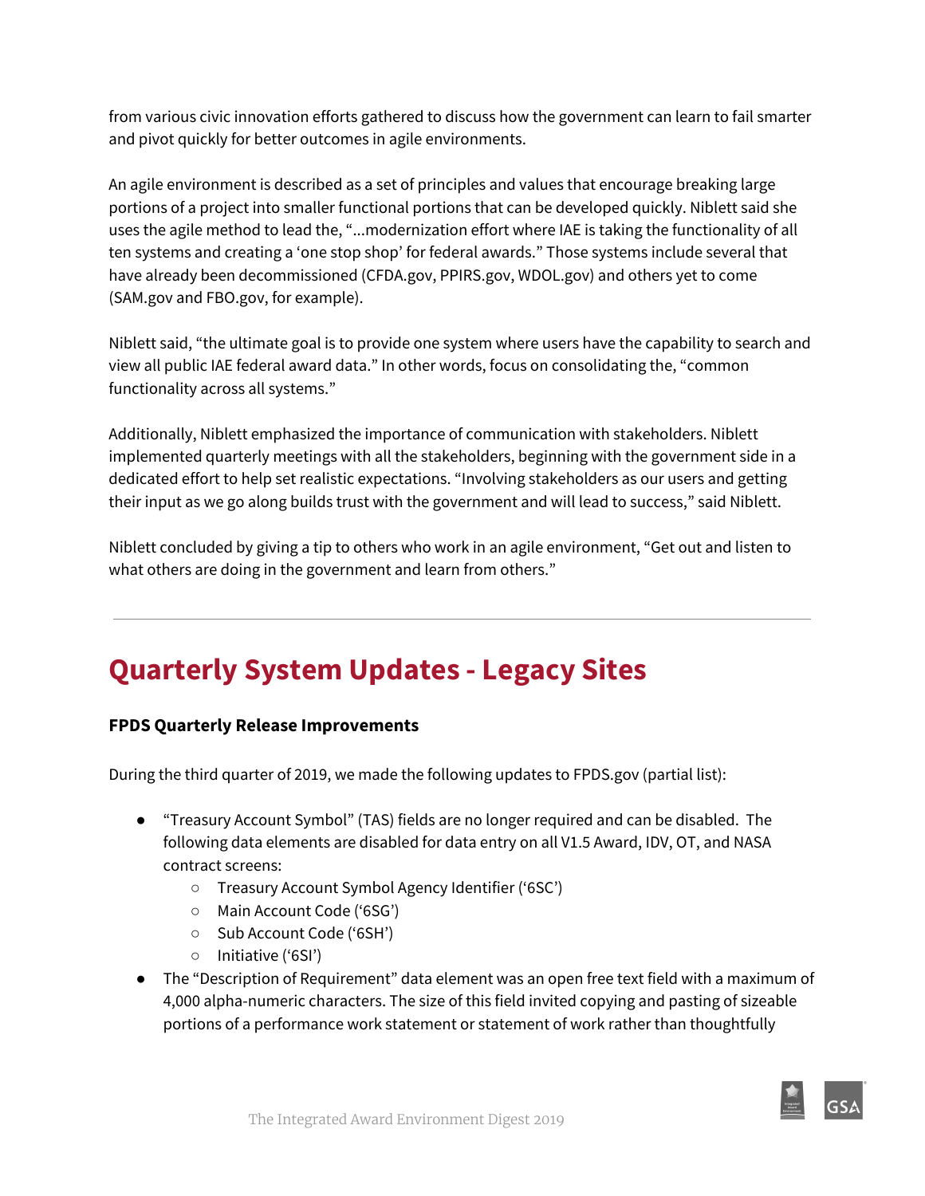from various civic innovation efforts gathered to discuss how the government can learn to fail smarter and pivot quickly for better outcomes in agile environments.

An agile environment is described as a set of principles and values that encourage breaking large portions of a project into smaller functional portions that can be developed quickly. Niblett said she uses the agile method to lead the, "...modernization effort where IAE is taking the functionality of all ten systems and creating a 'one stop shop' for federal awards." Those systems include several that have already been decommissioned (CFDA.gov, PPIRS.gov, WDOL.gov) and others yet to come (SAM.gov and FBO.gov, for example).

Niblett said, "the ultimate goal is to provide one system where users have the capability to search and view all public IAE federal award data." In other words, focus on consolidating the, "common functionality across all systems."

Additionally, Niblett emphasized the importance of communication with stakeholders. Niblett implemented quarterly meetings with all the stakeholders, beginning with the government side in a dedicated effort to help set realistic expectations. "Involving stakeholders as our users and getting their input as we go along builds trust with the government and will lead to success," said Niblett.

Niblett concluded by giving a tip to others who work in an agile environment, "Get out and listen to what others are doing in the government and learn from others."

---

# Quarterly System Updates - Legacy Sites

### FPDS Quarterly Release Improvements

During the third quarter of 2019, we made the following updates to FPDS.gov (partial list):

- "Treasury Account Symbol" (TAS) fields are no longer required and can be disabled. The following data elements are disabled for data entry on all V1.5 Award, IDV, OT, and NASA contract screens:
  - Treasury Account Symbol Agency Identifier ('6SC')
  - Main Account Code ('6SG')
  - Sub Account Code ('6SH')
  - Initiative ('6SI')
- The "Description of Requirement" data element was an open free text field with a maximum of 4,000 alpha-numeric characters. The size of this field invited copying and pasting of sizeable portions of a performance work statement or statement of work rather than thoughtfully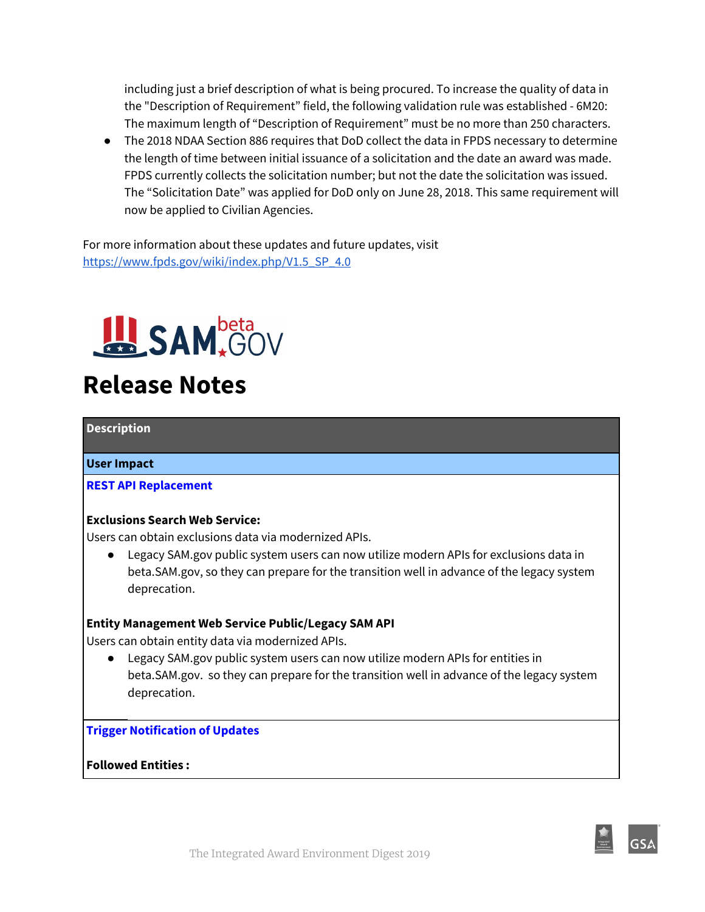including just a brief description of what is being procured. To increase the quality of data in the "Description of Requirement" field, the following validation rule was established - 6M20: The maximum length of "Description of Requirement" must be no more than 250 characters.

- The 2018 NDAA Section 886 requires that DoD collect the data in FPDS necessary to determine the length of time between initial issuance of a solicitation and the date an award was made. FPDS currently collects the solicitation number; but not the date the solicitation was issued. The "Solicitation Date" was applied for DoD only on June 28, 2018. This same requirement will now be applied to Civilian Agencies.

For more information about these updates and future updates, visit https://www.fpds.gov/wiki/index.php/V1.5_SP_4.0

SAM.GOV beta

# Release Notes

| Description |
| --- |
| **User Impact** |
| **REST API Replacement**<br><br>**Exclusions Search Web Service:**<br>Users can obtain exclusions data via modernized APIs.<br>• Legacy SAM.gov public system users can now utilize modern APIs for exclusions data in beta.SAM.gov, so they can prepare for the transition well in advance of the legacy system deprecation.<br><br>**Entity Management Web Service Public/Legacy SAM API**<br>Users can obtain entity data via modernized APIs.<br>• Legacy SAM.gov public system users can now utilize modern APIs for entities in beta.SAM.gov. so they can prepare for the transition well in advance of the legacy system deprecation. |
| **Trigger Notification of Updates**<br><br>**Followed Entities :** |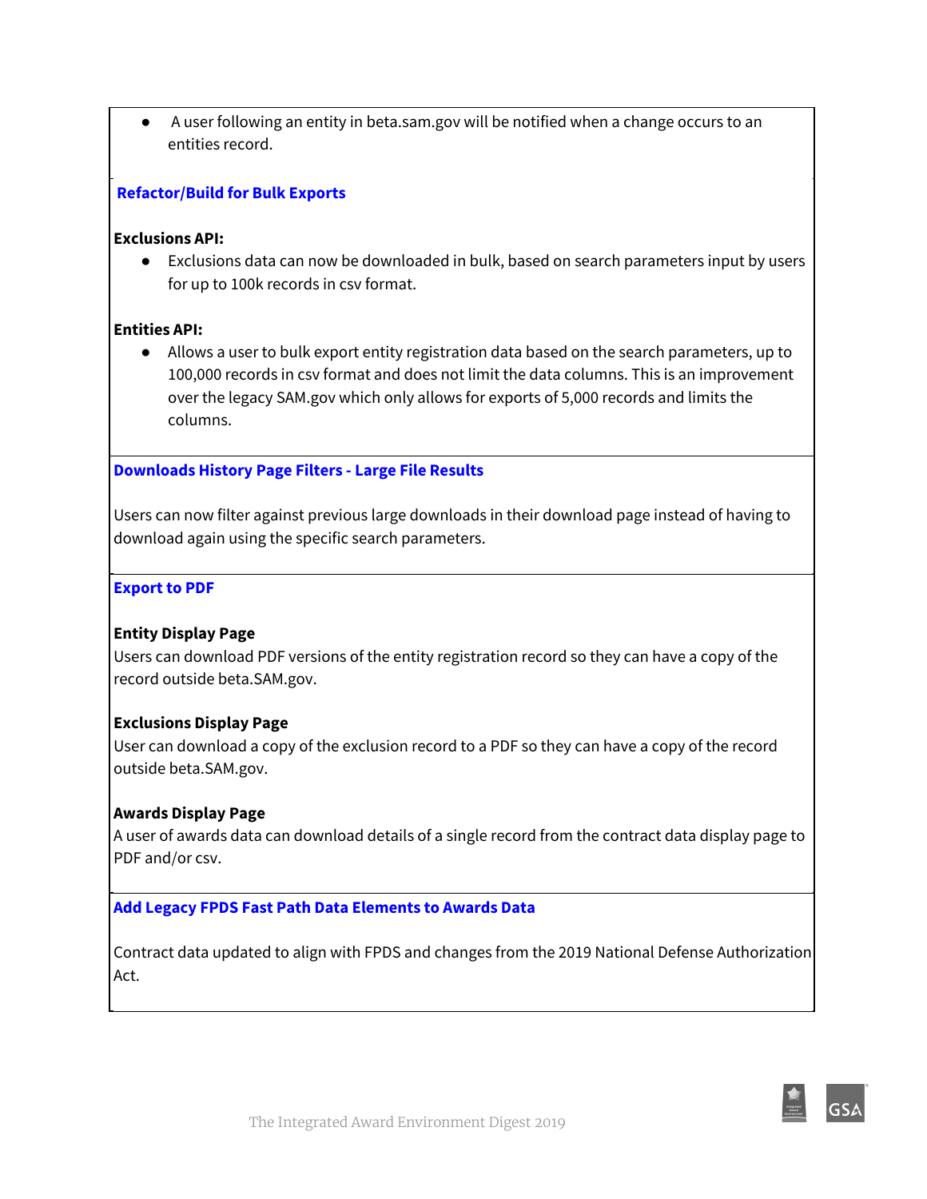- A user following an entity in beta.sam.gov will be notified when a change occurs to an entities record.

### Refactor/Build for Bulk Exports

**Exclusions API:**

- Exclusions data can now be downloaded in bulk, based on search parameters input by users for up to 100k records in csv format.

**Entities API:**

- Allows a user to bulk export entity registration data based on the search parameters, up to 100,000 records in csv format and does not limit the data columns. This is an improvement over the legacy SAM.gov which only allows for exports of 5,000 records and limits the columns.

### Downloads History Page Filters - Large File Results

Users can now filter against previous large downloads in their download page instead of having to download again using the specific search parameters.

### Export to PDF

**Entity Display Page**
Users can download PDF versions of the entity registration record so they can have a copy of the record outside beta.SAM.gov.

**Exclusions Display Page**
User can download a copy of the exclusion record to a PDF so they can have a copy of the record outside beta.SAM.gov.

**Awards Display Page**
A user of awards data can download details of a single record from the contract data display page to PDF and/or csv.

### Add Legacy FPDS Fast Path Data Elements to Awards Data

Contract data updated to align with FPDS and changes from the 2019 National Defense Authorization Act.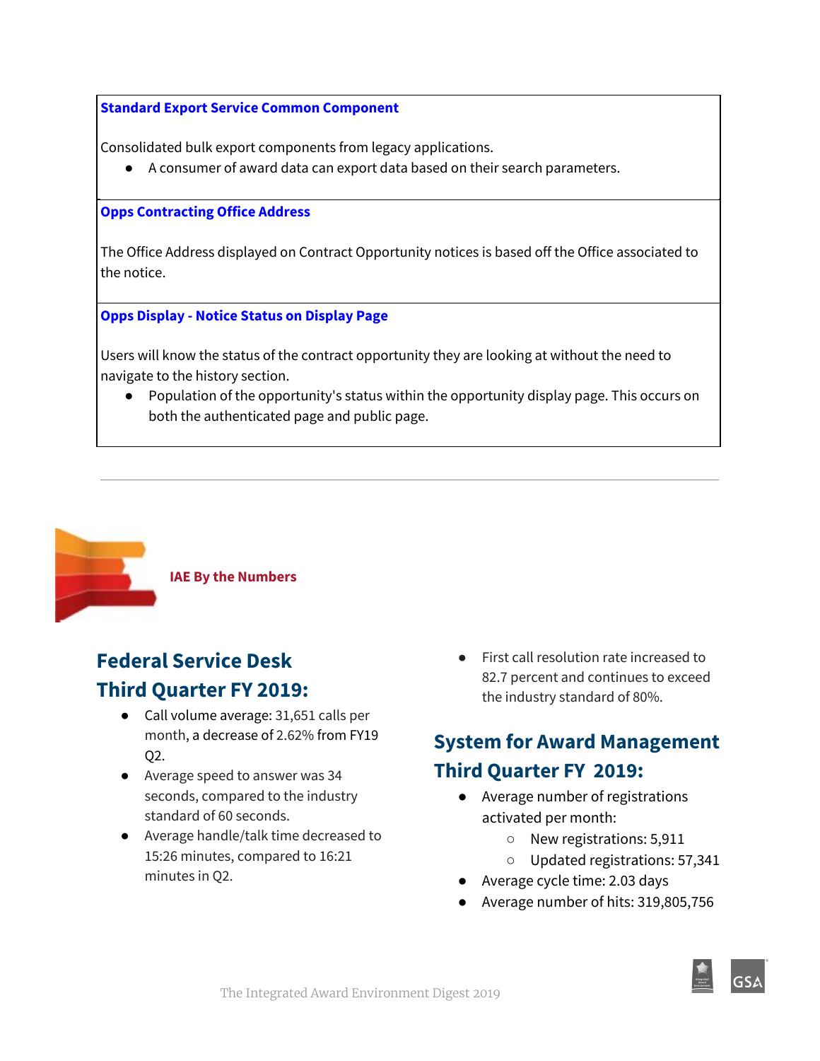**Standard Export Service Common Component**

Consolidated bulk export components from legacy applications.

- A consumer of award data can export data based on their search parameters.

**Opps Contracting Office Address**

The Office Address displayed on Contract Opportunity notices is based off the Office associated to the notice.

**Opps Display - Notice Status on Display Page**

Users will know the status of the contract opportunity they are looking at without the need to navigate to the history section.

- Population of the opportunity's status within the opportunity display page. This occurs on both the authenticated page and public page.

---

## IAE By the Numbers

### Federal Service Desk Third Quarter FY 2019:

- Call volume average: 31,651 calls per month, a decrease of 2.62% from FY19 Q2.
- Average speed to answer was 34 seconds, compared to the industry standard of 60 seconds.
- Average handle/talk time decreased to 15:26 minutes, compared to 16:21 minutes in Q2.
- First call resolution rate increased to 82.7 percent and continues to exceed the industry standard of 80%.

### System for Award Management Third Quarter FY 2019:

- Average number of registrations activated per month:
  - New registrations: 5,911
  - Updated registrations: 57,341
- Average cycle time: 2.03 days
- Average number of hits: 319,805,756